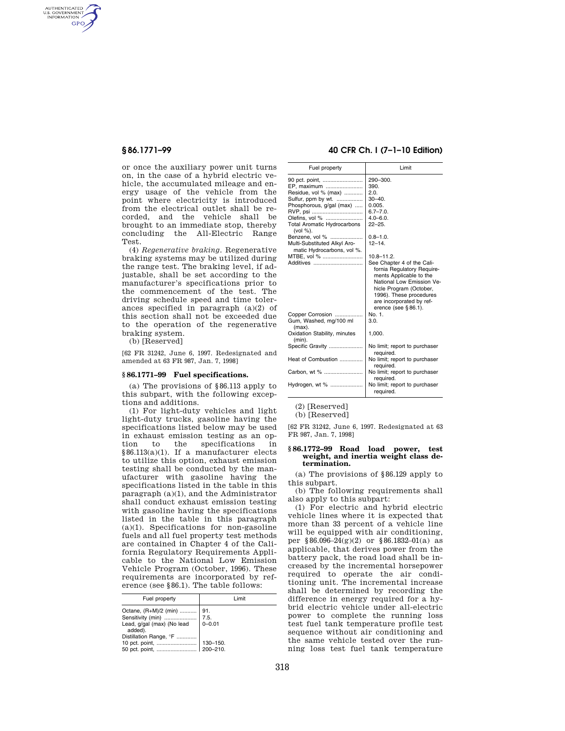or once the auxiliary power unit turns on, in the case of a hybrid electric vehicle, the accumulated mileage and energy usage of the vehicle from the point where electricity is introduced from the electrical outlet shall be recorded, and the vehicle shall be brought to an immediate stop, thereby concluding the All-Electric Range Test.

(4) *Regenerative braking.* Regenerative braking systems may be utilized during the range test. The braking level, if adjustable, shall be set according to the manufacturer's specifications prior to the commencement of the test. The driving schedule speed and time tolerances specified in paragraph (a)(2) of this section shall not be exceeded due to the operation of the regenerative braking system.

(b) [Reserved]

[62 FR 31242, June 6, 1997. Redesignated and amended at 63 FR 987, Jan. 7, 1998]

## § 86.1771–99 Fuel specifications.

(a) The provisions of §86.113 apply to this subpart, with the following exceptions and additions.

(1) For light-duty vehicles and light light-duty trucks, gasoline having the specifications listed below may be used in exhaust emission testing as an option to the specifications in §86.113(a)(1). If a manufacturer elects to utilize this option, exhaust emission testing shall be conducted by the manufacturer with gasoline having the specifications listed in the table in this paragraph (a)(1), and the Administrator shall conduct exhaust emission testing with gasoline having the specifications listed in the table in this paragraph (a)(1). Specifications for non-gasoline fuels and all fuel property test methods are contained in Chapter 4 of the California Regulatory Requirements Applicable to the National Low Emission Vehicle Program (October, 1996). These requirements are incorporated by reference (see §86.1). The table follows:

| Fuel property | Limit |
|---|---|
| Octane, (R+M)/2 (min) | 91. |
| Sensitivity (min) | 7.5. |
| Lead, g/gal (max) (No lead added). | 0–0.01 |
| Distillation Range, °F | |
| 10 pct. point, | 130–150. |
| 50 pct. point, | 200–210. |
| 90 pct. point, | 290–300. |
| EP, maximum | 390. |
| Residue, vol % (max) | 2.0. |
| Sulfur, ppm by wt. | 30–40. |
| Phosphorous, g/gal (max) | 0.005. |
| RVP, psi | 6.7–7.0. |
| Olefins, vol % | 4.0–6.0. |
| Total Aromatic Hydrocarbons (vol %). | 22–25. |
| Benzene, vol % | 0.8–1.0. |
| Multi-Substituted Alkyl Aromatic Hydrocarbons, vol %. | 12–14. |
| MTBE, vol % | 10.8–11.2. |
| Additives | See Chapter 4 of the California Regulatory Requirements Applicable to the National Low Emission Vehicle Program (October, 1996). These procedures are incorporated by reference (see §86.1). |
| Copper Corrosion | No. 1. |
| Gum, Washed, mg/100 ml (max). | 3.0. |
| Oxidation Stability, minutes (min). | 1,000. |
| Specific Gravity | No limit; report to purchaser required. |
| Heat of Combustion | No limit; report to purchaser required. |
| Carbon, wt % | No limit; report to purchaser required. |
| Hydrogen, wt % | No limit; report to purchaser required. |

(2) [Reserved]

(b) [Reserved]

[62 FR 31242, June 6, 1997. Redesignated at 63 FR 987, Jan. 7, 1998]

## § 86.1772–99 Road load power, test weight, and inertia weight class determination.

(a) The provisions of §86.129 apply to this subpart.

(b) The following requirements shall also apply to this subpart:

(1) For electric and hybrid electric vehicle lines where it is expected that more than 33 percent of a vehicle line will be equipped with air conditioning, per §86.096–24(g)(2) or §86.1832–01(a) as applicable, that derives power from the battery pack, the road load shall be increased by the incremental horsepower required to operate the air conditioning unit. The incremental increase shall be determined by recording the difference in energy required for a hybrid electric vehicle under all-electric power to complete the running loss test fuel tank temperature profile test sequence without air conditioning and the same vehicle tested over the running loss test fuel tank temperature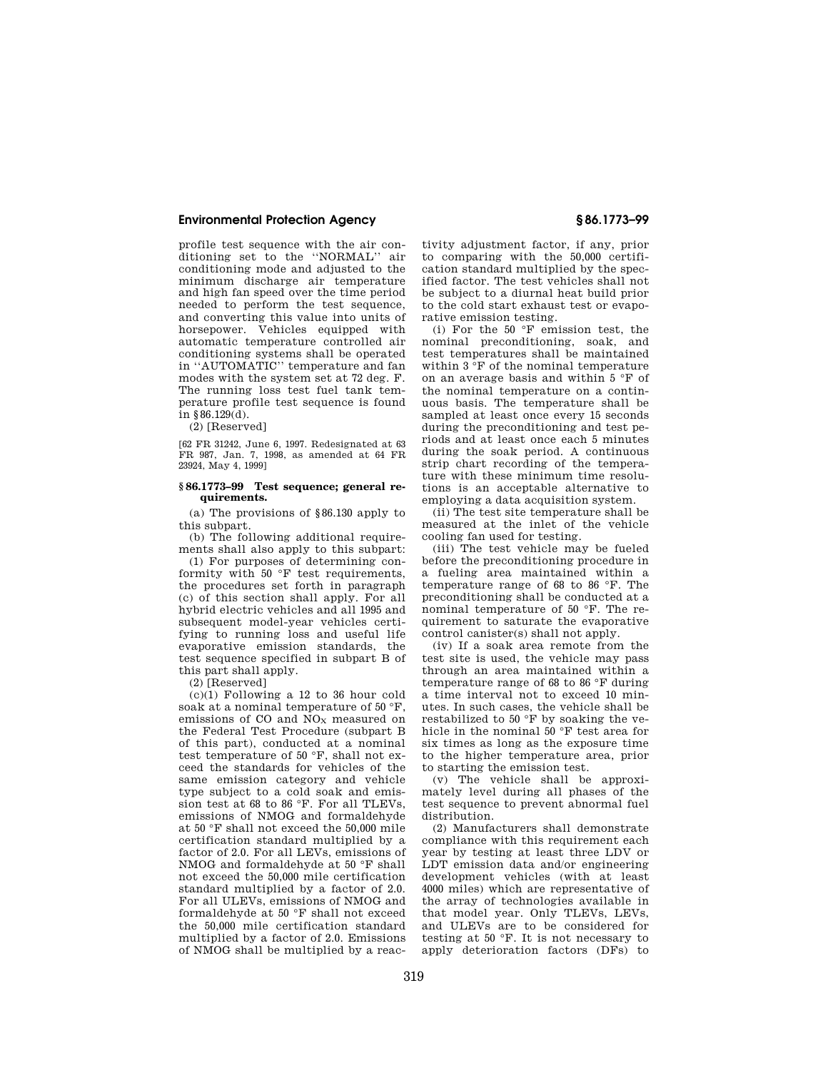profile test sequence with the air conditioning set to the ''NORMAL'' air conditioning mode and adjusted to the minimum discharge air temperature and high fan speed over the time period needed to perform the test sequence, and converting this value into units of horsepower. Vehicles equipped with automatic temperature controlled air conditioning systems shall be operated in ''AUTOMATIC'' temperature and fan modes with the system set at 72 deg. F. The running loss test fuel tank temperature profile test sequence is found in §86.129(d).

(2) [Reserved]

[62 FR 31242, June 6, 1997. Redesignated at 63 FR 987, Jan. 7, 1998, as amended at 64 FR 23924, May 4, 1999]

### §86.1773–99 Test sequence; general requirements.

(a) The provisions of §86.130 apply to this subpart.

(b) The following additional requirements shall also apply to this subpart:

(1) For purposes of determining conformity with 50 °F test requirements, the procedures set forth in paragraph (c) of this section shall apply. For all hybrid electric vehicles and all 1995 and subsequent model-year vehicles certifying to running loss and useful life evaporative emission standards, the test sequence specified in subpart B of this part shall apply.

(2) [Reserved]

(c)(1) Following a 12 to 36 hour cold soak at a nominal temperature of 50 °F, emissions of CO and $NO_X$ measured on the Federal Test Procedure (subpart B of this part), conducted at a nominal test temperature of 50 °F, shall not exceed the standards for vehicles of the same emission category and vehicle type subject to a cold soak and emission test at 68 to 86 °F. For all TLEVs, emissions of NMOG and formaldehyde at 50 °F shall not exceed the 50,000 mile certification standard multiplied by a factor of 2.0. For all LEVs, emissions of NMOG and formaldehyde at 50 °F shall not exceed the 50,000 mile certification standard multiplied by a factor of 2.0. For all ULEVs, emissions of NMOG and formaldehyde at 50 °F shall not exceed the 50,000 mile certification standard multiplied by a factor of 2.0. Emissions of NMOG shall be multiplied by a reactivity adjustment factor, if any, prior to comparing with the 50,000 certification standard multiplied by the specified factor. The test vehicles shall not be subject to a diurnal heat build prior to the cold start exhaust test or evaporative emission testing.

(i) For the 50 °F emission test, the nominal preconditioning, soak, and test temperatures shall be maintained within 3 °F of the nominal temperature on an average basis and within 5 °F of the nominal temperature on a continuous basis. The temperature shall be sampled at least once every 15 seconds during the preconditioning and test periods and at least once each 5 minutes during the soak period. A continuous strip chart recording of the temperature with these minimum time resolutions is an acceptable alternative to employing a data acquisition system.

(ii) The test site temperature shall be measured at the inlet of the vehicle cooling fan used for testing.

(iii) The test vehicle may be fueled before the preconditioning procedure in a fueling area maintained within a temperature range of 68 to 86 °F. The preconditioning shall be conducted at a nominal temperature of 50 °F. The requirement to saturate the evaporative control canister(s) shall not apply.

(iv) If a soak area remote from the test site is used, the vehicle may pass through an area maintained within a temperature range of 68 to 86 °F during a time interval not to exceed 10 minutes. In such cases, the vehicle shall be restabilized to 50 °F by soaking the vehicle in the nominal 50 °F test area for six times as long as the exposure time to the higher temperature area, prior to starting the emission test.

(v) The vehicle shall be approximately level during all phases of the test sequence to prevent abnormal fuel distribution.

(2) Manufacturers shall demonstrate compliance with this requirement each year by testing at least three LDV or LDT emission data and/or engineering development vehicles (with at least 4000 miles) which are representative of the array of technologies available in that model year. Only TLEVs, LEVs, and ULEVs are to be considered for testing at 50 °F. It is not necessary to apply deterioration factors (DFs) to